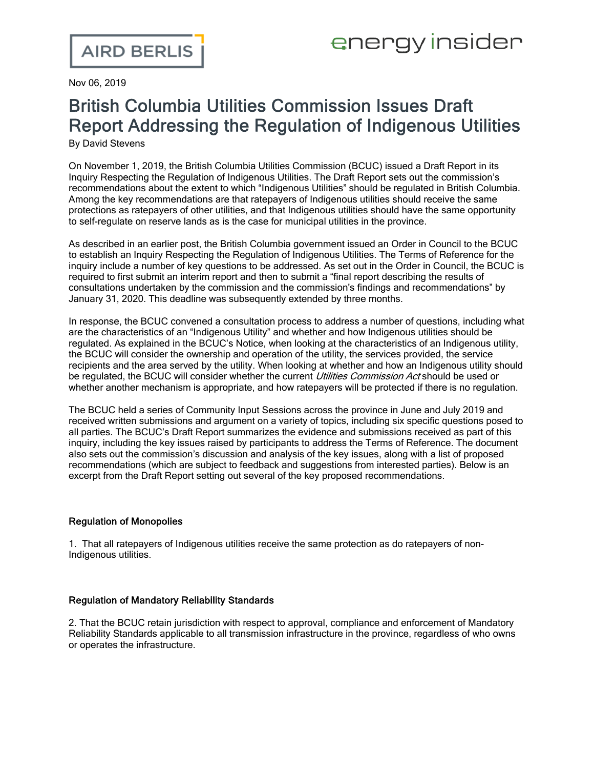AIRD BERLIS

energy insider

Nov 06, 2019

# British Columbia Utilities Commission Issues Draft Report Addressing the Regulation of Indigenous Utilities

By David Stevens

On November 1, 2019, the British Columbia Utilities Commission (BCUC) issued a Draft Report in its Inquiry Respecting the Regulation of Indigenous Utilities. The Draft Report sets out the commission's recommendations about the extent to which "Indigenous Utilities" should be regulated in British Columbia. Among the key recommendations are that ratepayers of Indigenous utilities should receive the same protections as ratepayers of other utilities, and that Indigenous utilities should have the same opportunity to self-regulate on reserve lands as is the case for municipal utilities in the province.

As described in an earlier post, the British Columbia government issued an Order in Council to the BCUC to establish an Inquiry Respecting the Regulation of Indigenous Utilities. The Terms of Reference for the inquiry include a number of key questions to be addressed. As set out in the Order in Council, the BCUC is required to first submit an interim report and then to submit a "final report describing the results of consultations undertaken by the commission and the commission's findings and recommendations" by January 31, 2020. This deadline was subsequently extended by three months.

In response, the BCUC convened a consultation process to address a number of questions, including what are the characteristics of an "Indigenous Utility" and whether and how Indigenous utilities should be regulated. As explained in the BCUC's Notice, when looking at the characteristics of an Indigenous utility, the BCUC will consider the ownership and operation of the utility, the services provided, the service recipients and the area served by the utility. When looking at whether and how an Indigenous utility should be regulated, the BCUC will consider whether the current *Utilities Commission Act* should be used or whether another mechanism is appropriate, and how ratepayers will be protected if there is no regulation.

The BCUC held a series of Community Input Sessions across the province in June and July 2019 and received written submissions and argument on a variety of topics, including six specific questions posed to all parties. The BCUC's Draft Report summarizes the evidence and submissions received as part of this inquiry, including the key issues raised by participants to address the Terms of Reference. The document also sets out the commission's discussion and analysis of the key issues, along with a list of proposed recommendations (which are subject to feedback and suggestions from interested parties). Below is an excerpt from the Draft Report setting out several of the key proposed recommendations.

**Regulation of Monopolies**

1. That all ratepayers of Indigenous utilities receive the same protection as do ratepayers of non-Indigenous utilities.

**Regulation of Mandatory Reliability Standards**

2. That the BCUC retain jurisdiction with respect to approval, compliance and enforcement of Mandatory Reliability Standards applicable to all transmission infrastructure in the province, regardless of who owns or operates the infrastructure.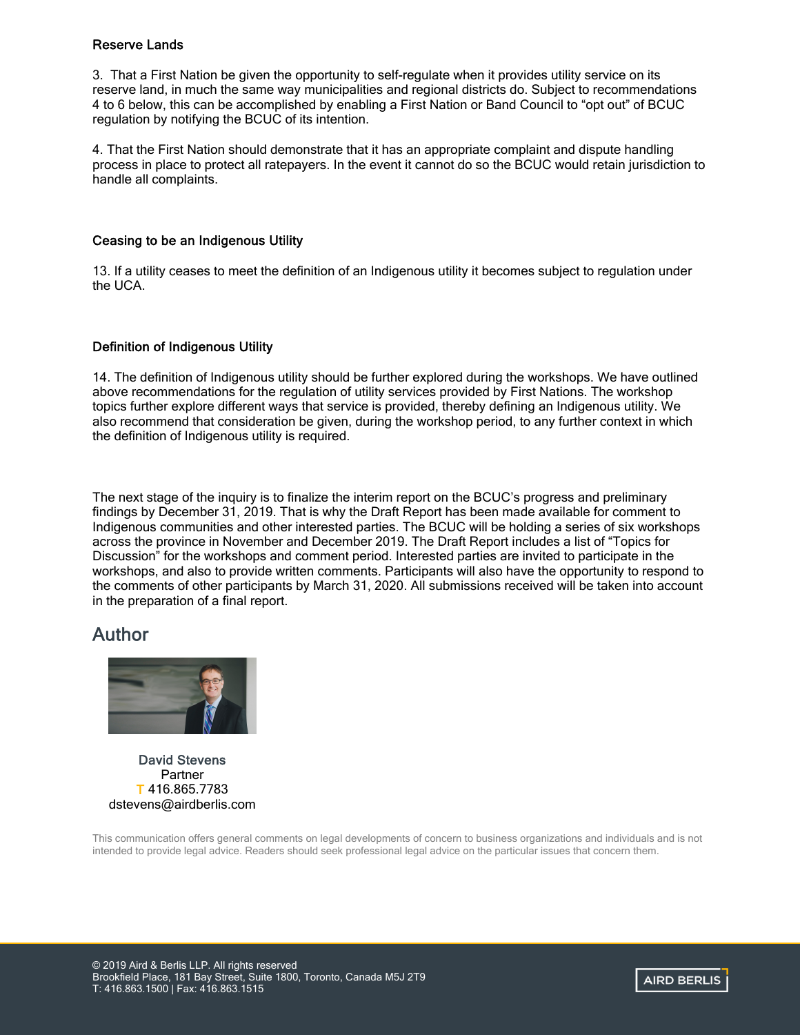### Reserve Lands

3. That a First Nation be given the opportunity to self-regulate when it provides utility service on its reserve land, in much the same way municipalities and regional districts do. Subject to recommendations 4 to 6 below, this can be accomplished by enabling a First Nation or Band Council to "opt out" of BCUC regulation by notifying the BCUC of its intention.

4. That the First Nation should demonstrate that it has an appropriate complaint and dispute handling process in place to protect all ratepayers. In the event it cannot do so the BCUC would retain jurisdiction to handle all complaints.

### Ceasing to be an Indigenous Utility

13. If a utility ceases to meet the definition of an Indigenous utility it becomes subject to regulation under the UCA.

### Definition of Indigenous Utility

14. The definition of Indigenous utility should be further explored during the workshops. We have outlined above recommendations for the regulation of utility services provided by First Nations. The workshop topics further explore different ways that service is provided, thereby defining an Indigenous utility. We also recommend that consideration be given, during the workshop period, to any further context in which the definition of Indigenous utility is required.

The next stage of the inquiry is to finalize the interim report on the BCUC's progress and preliminary findings by December 31, 2019. That is why the Draft Report has been made available for comment to Indigenous communities and other interested parties. The BCUC will be holding a series of six workshops across the province in November and December 2019. The Draft Report includes a list of "Topics for Discussion" for the workshops and comment period. Interested parties are invited to participate in the workshops, and also to provide written comments. Participants will also have the opportunity to respond to the comments of other participants by March 31, 2020. All submissions received will be taken into account in the preparation of a final report.

## Author

David Stevens
Partner
T 416.865.7783
dstevens@airdberlis.com

This communication offers general comments on legal developments of concern to business organizations and individuals and is not intended to provide legal advice. Readers should seek professional legal advice on the particular issues that concern them.

© 2019 Aird & Berlis LLP. All rights reserved
Brookfield Place, 181 Bay Street, Suite 1800, Toronto, Canada M5J 2T9
T: 416.863.1500 | Fax: 416.863.1515

AIRD BERLIS